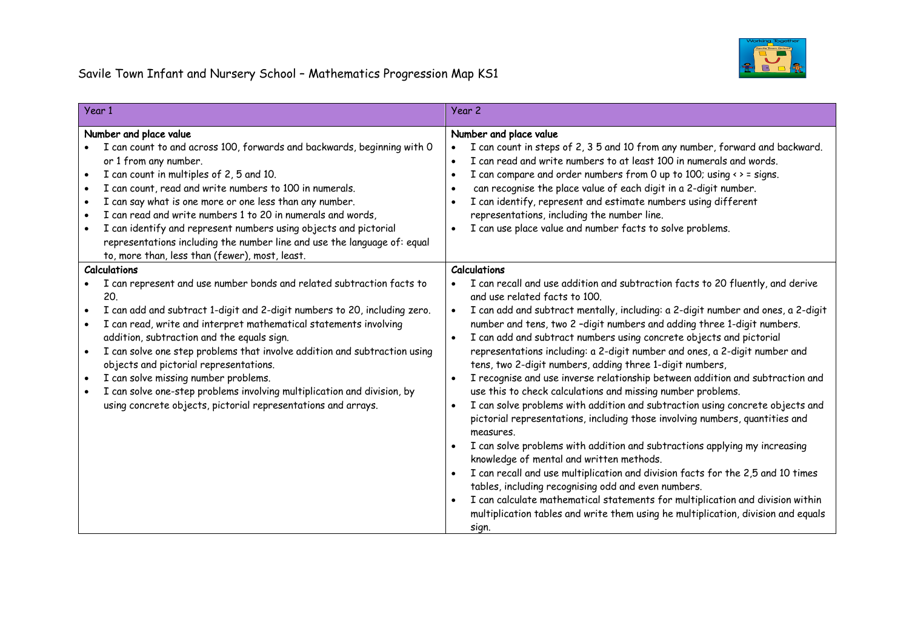# Savile Town Infant and Nursery School – Mathematics Progression Map KS1

| Year 1 | Year 2 |
|---|---|
| **Number and place value**<br>• I can count to and across 100, forwards and backwards, beginning with 0 or 1 from any number.<br>• I can count in multiples of 2, 5 and 10.<br>• I can count, read and write numbers to 100 in numerals.<br>• I can say what is one more or one less than any number.<br>• I can read and write numbers 1 to 20 in numerals and words,<br>• I can identify and represent numbers using objects and pictorial representations including the number line and use the language of: equal to, more than, less than (fewer), most, least. | **Number and place value**<br>• I can count in steps of 2, 3 5 and 10 from any number, forward and backward.<br>• I can read and write numbers to at least 100 in numerals and words.<br>• I can compare and order numbers from 0 up to 100; using < > = signs.<br>• can recognise the place value of each digit in a 2-digit number.<br>• I can identify, represent and estimate numbers using different representations, including the number line.<br>• I can use place value and number facts to solve problems. |
| **Calculations**<br>• I can represent and use number bonds and related subtraction facts to 20.<br>• I can add and subtract 1-digit and 2-digit numbers to 20, including zero.<br>• I can read, write and interpret mathematical statements involving addition, subtraction and the equals sign.<br>• I can solve one step problems that involve addition and subtraction using objects and pictorial representations.<br>• I can solve missing number problems.<br>• I can solve one-step problems involving multiplication and division, by using concrete objects, pictorial representations and arrays. | **Calculations**<br>• I can recall and use addition and subtraction facts to 20 fluently, and derive and use related facts to 100.<br>• I can add and subtract mentally, including: a 2-digit number and ones, a 2-digit number and tens, two 2 –digit numbers and adding three 1-digit numbers.<br>• I can add and subtract numbers using concrete objects and pictorial representations including: a 2-digit number and ones, a 2-digit number and tens, two 2-digit numbers, adding three 1-digit numbers,<br>• I recognise and use inverse relationship between addition and subtraction and use this to check calculations and missing number problems.<br>• I can solve problems with addition and subtraction using concrete objects and pictorial representations, including those involving numbers, quantities and measures.<br>• I can solve problems with addition and subtractions applying my increasing knowledge of mental and written methods.<br>• I can recall and use multiplication and division facts for the 2,5 and 10 times tables, including recognising odd and even numbers.<br>• I can calculate mathematical statements for multiplication and division within multiplication tables and write them using he multiplication, division and equals sign. |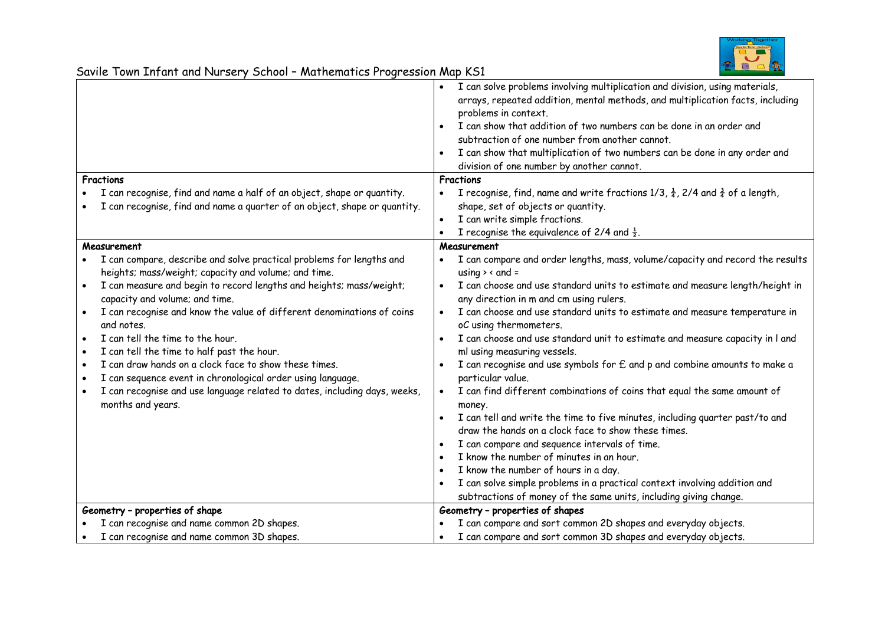# Savile Town Infant and Nursery School – Mathematics Progression Map KS1

| | |
|---|---|
| | • I can solve problems involving multiplication and division, using materials, arrays, repeated addition, mental methods, and multiplication facts, including problems in context.<br>• I can show that addition of two numbers can be done in an order and subtraction of one number from another cannot.<br>• I can show that multiplication of two numbers can be done in any order and division of one number by another cannot. |
| **Fractions**<br>• I can recognise, find and name a half of an object, shape or quantity.<br>• I can recognise, find and name a quarter of an object, shape or quantity. | **Fractions**<br>• I recognise, find, name and write fractions 1/3, ¼, 2/4 and ¾ of a length, shape, set of objects or quantity.<br>• I can write simple fractions.<br>• I recognise the equivalence of 2/4 and ½. |
| **Measurement**<br>• I can compare, describe and solve practical problems for lengths and heights; mass/weight; capacity and volume; and time.<br>• I can measure and begin to record lengths and heights; mass/weight; capacity and volume; and time.<br>• I can recognise and know the value of different denominations of coins and notes.<br>• I can tell the time to the hour.<br>• I can tell the time to half past the hour.<br>• I can draw hands on a clock face to show these times.<br>• I can sequence event in chronological order using language.<br>• I can recognise and use language related to dates, including days, weeks, months and years. | **Measurement**<br>• I can compare and order lengths, mass, volume/capacity and record the results using > < and =<br>• I can choose and use standard units to estimate and measure length/height in any direction in m and cm using rulers.<br>• I can choose and use standard units to estimate and measure temperature in oC using thermometers.<br>• I can choose and use standard unit to estimate and measure capacity in l and ml using measuring vessels.<br>• I can recognise and use symbols for £ and p and combine amounts to make a particular value.<br>• I can find different combinations of coins that equal the same amount of money.<br>• I can tell and write the time to five minutes, including quarter past/to and draw the hands on a clock face to show these times.<br>• I can compare and sequence intervals of time.<br>• I know the number of minutes in an hour.<br>• I know the number of hours in a day.<br>• I can solve simple problems in a practical context involving addition and subtractions of money of the same units, including giving change. |
| **Geometry – properties of shape**<br>• I can recognise and name common 2D shapes.<br>• I can recognise and name common 3D shapes. | **Geometry – properties of shapes**<br>• I can compare and sort common 2D shapes and everyday objects.<br>• I can compare and sort common 3D shapes and everyday objects. |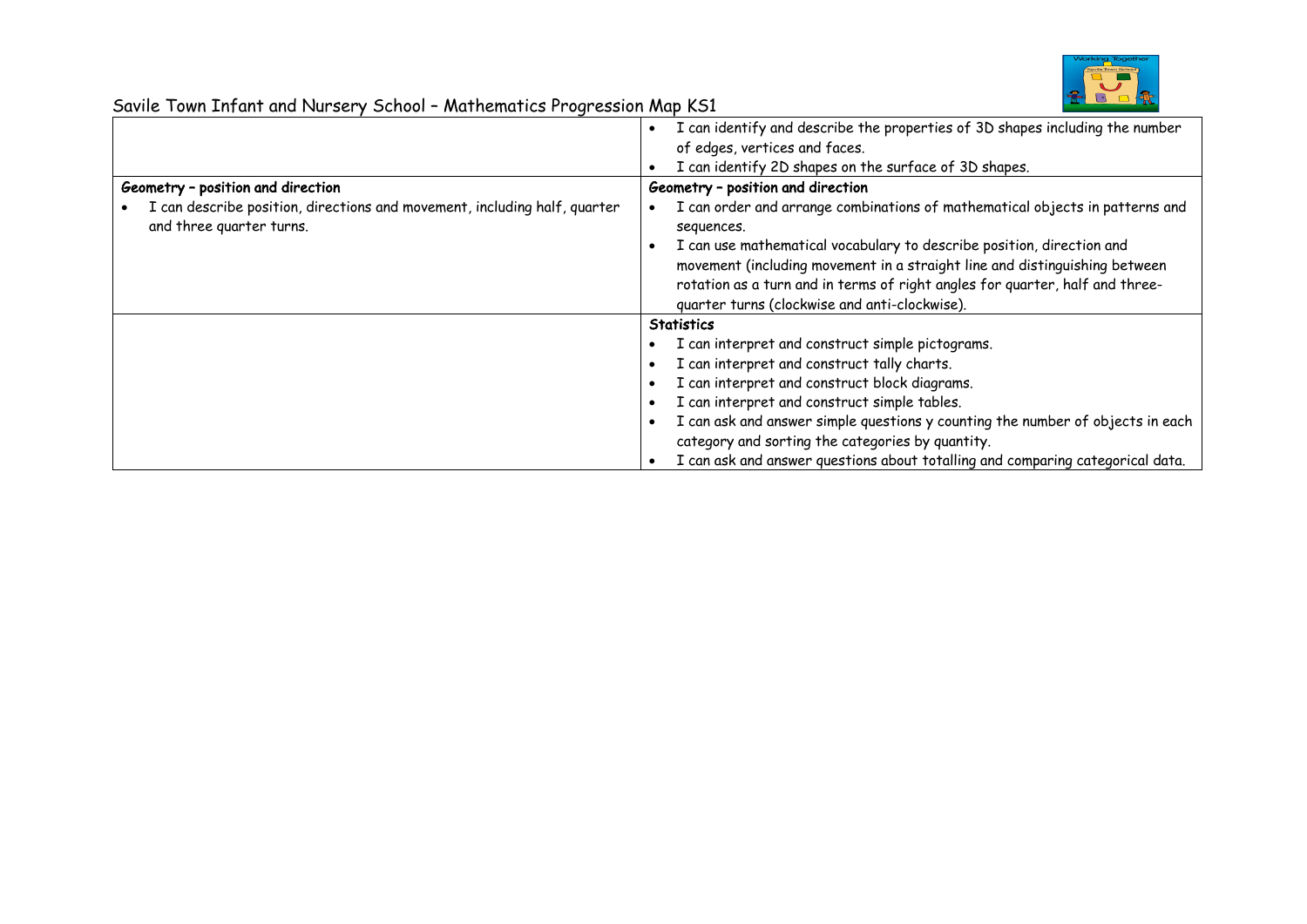Savile Town Infant and Nursery School – Mathematics Progression Map KS1

| | |
|---|---|
| | • I can identify and describe the properties of 3D shapes including the number of edges, vertices and faces.<br>• I can identify 2D shapes on the surface of 3D shapes. |
| **Geometry – position and direction**<br>• I can describe position, directions and movement, including half, quarter and three quarter turns. | **Geometry – position and direction**<br>• I can order and arrange combinations of mathematical objects in patterns and sequences.<br>• I can use mathematical vocabulary to describe position, direction and movement (including movement in a straight line and distinguishing between rotation as a turn and in terms of right angles for quarter, half and three-quarter turns (clockwise and anti-clockwise). |
| | **Statistics**<br>• I can interpret and construct simple pictograms.<br>• I can interpret and construct tally charts.<br>• I can interpret and construct block diagrams.<br>• I can interpret and construct simple tables.<br>• I can ask and answer simple questions y counting the number of objects in each category and sorting the categories by quantity.<br>• I can ask and answer questions about totalling and comparing categorical data. |